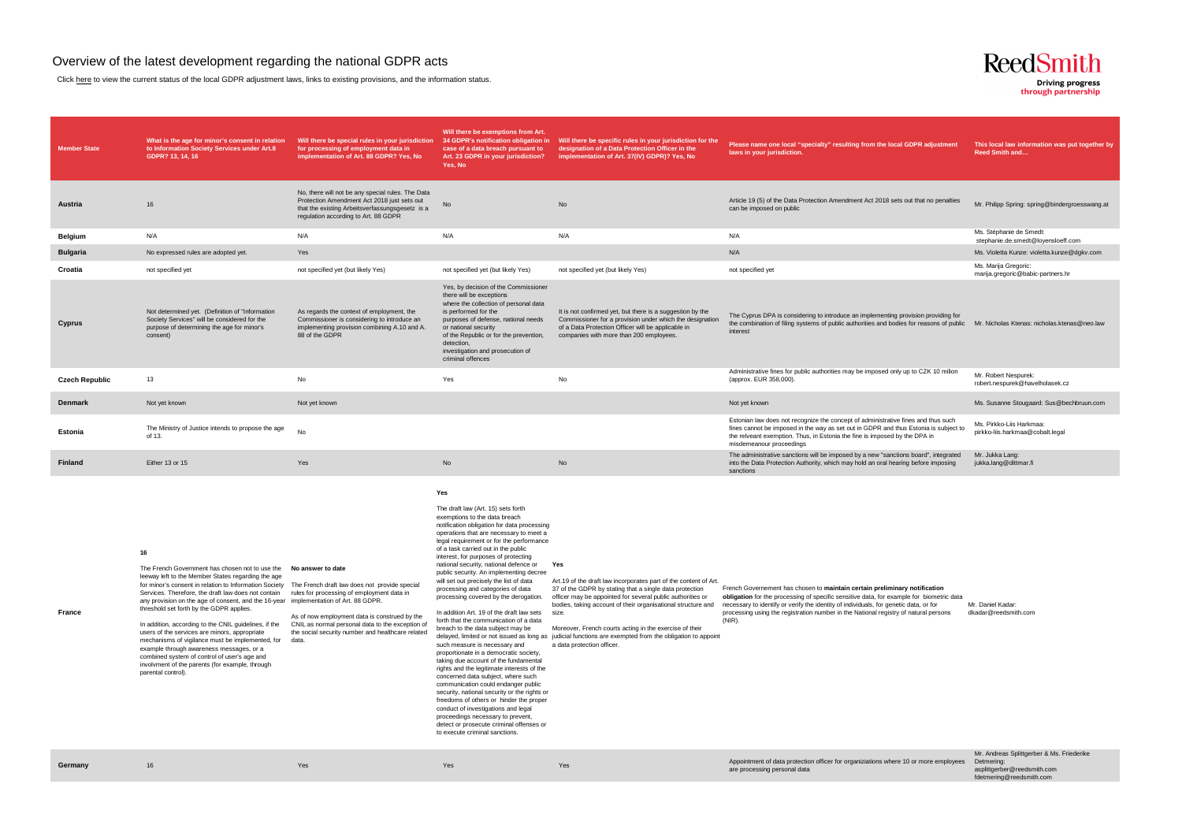# Overview of the latest development regarding the national GDPR acts

Click here to view the current status of the local GDPR adjustment laws, links to existing provisions, and the information status.

ReedSmith
Driving progress through partnership

| Member State | What is the age for minor's consent in relation to Information Society Services under Art.8 GDPR? 13, 14, 16 | Will there be special rules in your jurisdiction for processing of employment data in implementation of Art. 88 GDPR? Yes, No | Will there be exemptions from Art. 34 GDPR's notification obligation in case of a data breach pursuant to Art. 23 GDPR in your jurisdiction? Yes, No | Will there be specific rules in your jurisdiction for the designation of a Data Protection Officer in the implementation of Art. 37(IV) GDPR)? Yes, No | Please name one local "specialty" resulting from the local GDPR adjustment laws in your jurisdiction. | This local law information was put together by Reed Smith and… |
|---|---|---|---|---|---|---|
| **Austria** | 16 | No, there will not be any special rules. The Data Protection Amendment Act 2018 just sets out that the existing Arbeitsverfassungsgesetz is a regulation according to Art. 88 GDPR | No | No | Article 19 (5) of the Data Protection Amendment Act 2018 sets out that no penalties can be imposed on public | Mr. Philipp Spring: spring@bindergroesswang.at |
| **Belgium** | N/A | N/A | N/A | N/A | N/A | Ms. Stéphanie de Smedt: stephanie.de.smedt@loyensloeff.com |
| **Bulgaria** | No expressed rules are adopted yet. | Yes | | | N/A | Ms. Violetta Kunze: violetta.kunze@dgkv.com |
| **Croatia** | not specified yet | not specified yet (but likely Yes) | not specified yet (but likely Yes) | not specified yet (but likely Yes) | not specified yet | Ms. Marija Gregoric: marija.gregoric@babic-partners.hr |
| **Cyprus** | Not determined yet. (Definition of "Information Society Services" will be considered for the purpose of determining the age for minor's consent) | As regards the context of employment, the Commissioner is considering to introduce an implementing provision combining A.10 and A. 88 of the GDPR | Yes, by decision of the Commissioner there will be exceptions where the collection of personal data is performed for the purposes of defense, national needs or national security of the Republic or for the prevention, detection, investigation and prosecution of criminal offences | It is not confirmed yet, but there is a suggestion by the Commissioner for a provision under which the designation of a Data Protection Officer will be applicable in companies with more than 200 employees. | The Cyprus DPA is considering to introduce an implementing provision providing for the combination of filing systems of public authorities and bodies for reasons of public interest | Mr. Nicholas Ktenas: nicholas.ktenas@neo.law |
| **Czech Republic** | 13 | No | Yes | No | Administrative fines for public authorities may be imposed only up to CZK 10 milion (approx. EUR 358,000). | Mr. Robert Nespurek: robert.nespurek@havelholasek.cz |
| **Denmark** | Not yet known | Not yet known | | | Not yet known | Ms. Susanne Stougaard: Sus@bechbruun.com |
| **Estonia** | The Ministry of Justice intends to propose the age of 13. | No | | | Estonian law does not recognize the concept of administrative fines and thus such fines cannot be imposed in the way as set out in GDPR and thus Estonia is subject to the relveant exemption. Thus, in Estonia the fine is imposed by the DPA in misdemeanour proceedings | Ms. Pirkko-Liis Harkmaa: pirkko-liis.harkmaa@cobalt.legal |
| **Finland** | Either 13 or 15 | Yes | No | No | The administrative sanctions will be imposed by a new "sanctions board", integrated into the Data Protection Authority, which may hold an oral hearing before imposing sanctions | Mr. Jukka Lang: jukka.lang@dittmar.fi |
| **France** | **16**<br><br>The French Government has chosen not to use the leeway left to the Member States regarding the age for minor's consent in relation to Information Society Services. Therefore, the draft law does not contain any provision on the age of consent, and the 16-year threshold set forth by the GDPR applies.<br><br>In addition, according to the CNIL guidelines, if the users of the services are minors, appropriate mechanisms of vigilance must be implemented, for example through awareness messages, or a combined system of control of user's age and involvment of the parents (for example, through parental control). | **No answer to date**<br><br>The French draft law does not provide special rules for processing of employment data in implementation of Art. 88 GDPR.<br><br>As of now employment data is construed by the CNIL as normal personal data to the exception of the social security number and healthcare related data. | **Yes**<br><br>The draft law (Art. 15) sets forth exemptions to the data breach notification obligation for data processing operations that are necessary to meet a legal requirement or for the performance of a task carried out in the public interest, for purposes of protecting national security, national defence or public security. An implementing decree will set out precisely the list of data processing and categories of data processing covered by the derogation.<br><br>In addition Art. 19 of the draft law sets forth that the communication of a data breach to the data subject may be delayed, limited or not issued as long as such measure is necessary and proportionate in a democratic society, taking due account of the fundamental rights and the legitimate interests of the concerned data subject, where such communication could endanger public security, national security or the rights or freedoms of others or hinder the proper conduct of investigations and legal proceedings necessary to prevent, detect or prosecute criminal offenses or to execute criminal sanctions. | **Yes**<br><br>Art.19 of the draft law incorporates part of the content of Art. 37 of the GDPR by stating that a single data protection officer may be appointed for several public authorities or bodies, taking account of their organisational structure and size.<br><br>Moreover, French courts acting in the exercise of their judicial functions are exempted from the obligation to appoint a data protection officer. | French Governement has chosen to **maintain certain preliminary notification obligation** for the processing of specific sensitive data, for example for biometric data necessary to identify or verify the identity of individuals, for genetic data, or for processing using the registration number in the National registry of natural persons (NIR). | Mr. Daniel Kadar: dkadar@reedsmith.com |
| **Germany** | 16 | Yes | Yes | Yes | Appointment of data protection officer for organiziations where 10 or more employees are processing personal data | Mr. Andreas Splittgerber & Ms. Friederike Detmering: asplittgerber@reedsmith.com fdetmering@reedsmith.com |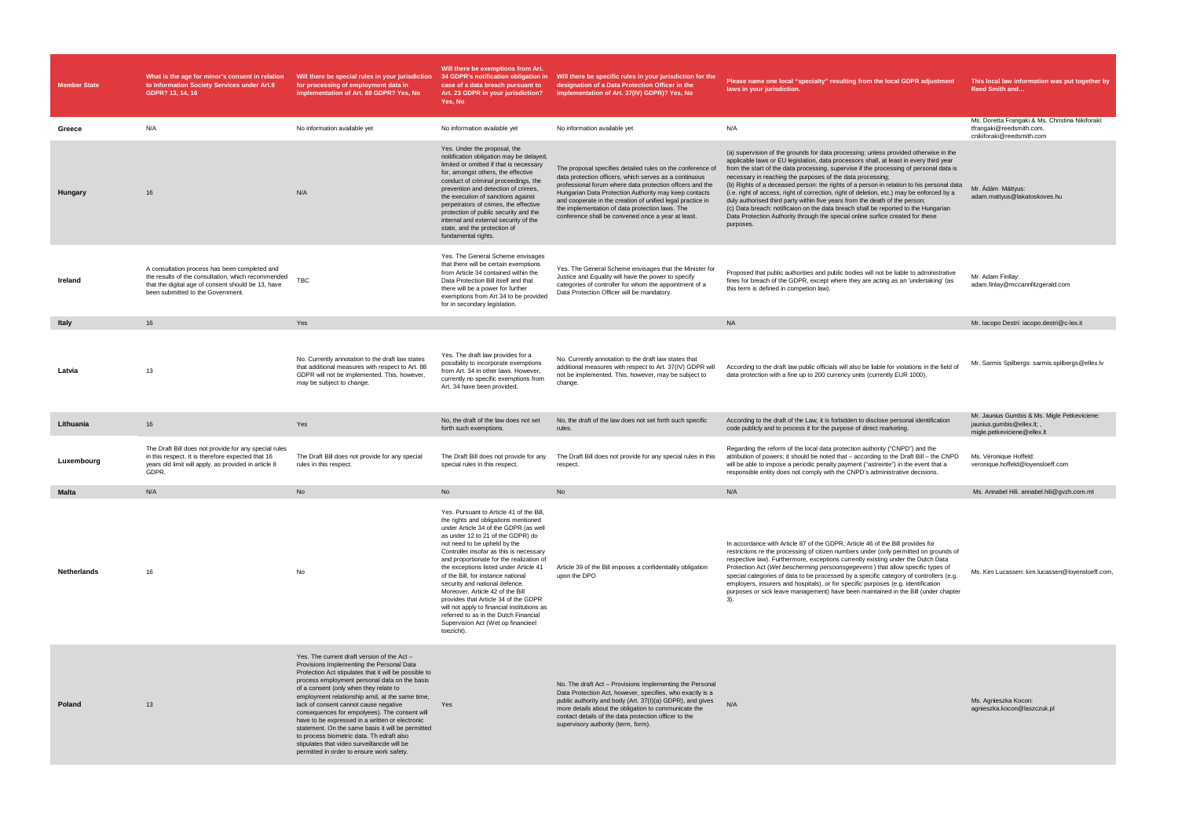| Member State | What is the age for minor's consent in relation to Information Society Services under Art.8 GDPR? 13, 14, 16 | Will there be special rules in your jurisdiction for processing of employment data in implementation of Art. 88 GDPR? Yes, No | Will there be exemptions from Art. 34 GDPR's notification obligation in case of a data breach pursuant to Art. 23 GDPR in your jurisdiction? Yes, No | Will there be specific rules in your jurisdiction for the designation of a Data Protection Officer in the implementation of Art. 37(IV) GDPR)? Yes, No | Please name one local "specialty" resulting from the local GDPR adjustment laws in your jurisdiction. | This local law information was put together by Reed Smith and… |
|---|---|---|---|---|---|---|
| **Greece** | N/A | No information available yet | No information available yet | No information available yet | N/A | Ms. Doretta Frangaki & Ms. Christina Nikiforaki: tfrangaki@reedsmith.com, cnikiforaki@reedsmith.com |
| **Hungary** | 16 | N/A | Yes. Under the proposal, the notification obligation may be delayed, limited or omitted if that is necessary for, amongst others, the effective conduct of criminal proceedings, the prevention and detection of crimes, the execution of sanctions against perpetrators of crimes, the effective protection of public security and the internal and external security of the state, and the protection of fundamental rights. | The proposal specifies detailed rules on the conference of data protection officers, which serves as a continuous professional forum where data protection offcers and the Hungarian Data Protection Authority may keep contacts and cooperate in the creation of unified legal practice in the implementation of data protection laws. The conference shall be convened once a year at least. | (a) supervision of the grounds for data processing: unless provided otherwise in the applicable laws or EU legislation, data processors shall, at least in every third year from the start of the data processing, supervise if the processing of personal data is necessary in reaching the purposes of the data processing; (b) Rights of a deceased person: the rights of a person in relation to his personal data (i.e. right of access, right of correction, right of deletion, etc.) may be enforced by a duly authorised third party within five years from the death of the person; (c) Data breach: notificaion on the data breach shall be reported to the Hungarian Data Protection Authority through the special online surfice created for these purposes. | Mr. Ádám Máttyus: adam.mattyus@lakatoskoves.hu |
| **Ireland** | A consultation process has been completed and the results of the consultation, which recommended that the digital age of consent should be 13, have been submitted to the Government. | TBC | Yes. The General Scheme envisages that there will be certain exemptions from Article 34 contained within the Data Protection Bill itself and that there will be a power for further exemptions from Art 34 to be provided for in secondary legislation. | Yes. The General Scheme envisages that the Minister for Justice and Equality will have the power to specify categories of controller for whom the appointment of a Data Protection Officer will be mandatory. | Proposed that public authorities and public bodies will not be liable to administrative fines for breach of the GDPR, except where they are acting as an 'undertaking' (as this term is defined in competion law). | Mr. Adam Finllay: adam.finlay@mccannfitzgerald.com |
| **Italy** | 16 | Yes | | | NA | Mr. Iacopo Destri: iacopo.destri@c-lex.it |
| **Latvia** | 13 | No. Currently annotation to the draft law states that additional measures with respect to Art. 88 GDPR will not be implemented. This, however, may be subject to change. | Yes. The draft law provides for a possibility to incorporate exemptions from Art. 34 in other laws. However, currently no specific exemptions from Art. 34 have been provided. | No. Currently annotation to the draft law states that additional measures with respect to Art. 37(IV) GDPR will not be implemented. This, however, may be subject to change. | According to the draft law public officials will also be liable for violations in the field of data protection with a fine up to 200 currency units (currently EUR 1000). | Mr. Sarmis Spilbergs: sarmis.spilbergs@ellex.lv |
| **Lithuania** | 16 | Yes | No, the draft of the law does not set forth such exemptions. | No, the draft of the law does not set forth such specific rules. | According to the draft of the Law, it is forbidden to disclose personal identification code publicly and to process it for the purpose of direct marketing. | Mr. Jaunius Gumbis & Ms. Migle Petkeviciene: jaunius.gumbis@ellex.lt; , migle.petkeviciene@ellex.lt |
| **Luxembourg** | The Draft Bill does not provide for any special rules in this respect. It is therefore expected that 16 years old limit will apply, as provided in article 8 GDPR. | The Draft Bill does not provide for any special rules in this respect. | The Draft Bill does not provide for any special rules in this respect. | The Draft Bill does not provide for any special rules in this respect. | Regarding the reform of the local data protection authority ("CNPD") and the attribution of powers; it should be noted that – according to the Draft Bill – the CNPD will be able to impose a periodic penalty payment ("astreinte") in the event that a responsible entity does not comply with the CNPD's administrative decisions. | Ms. Véronique Hoffeld: veronique.hoffeld@loyensloeff.com |
| **Malta** | N/A | No | No | No | N/A | Ms. Annabel Hili. annabel.hili@gvzh.com.mt |
| **Netherlands** | 16 | No | Yes. Pursuant to Article 41 of the Bill, the rights and obligations mentioned under Article 34 of the GDPR (as well as under 12 to 21 of the GDPR) do not need to be upheld by the Controller insofar as this is necessary and proportionate for the realization of the exceptions listed under Article 41 of the Bill, for instance national security and national defence. Moreover, Article 42 of the Bill provides that Article 34 of the GDPR will not apply to financial institutions as referred to as in the Dutch Financial Supervision Act (Wet op financieel toezicht). | Article 39 of the Bill imposes a confidentiality obligation upon the DPO | In accordance with Article 87 of the GDPR, Article 46 of the Bill provides for restrictions re the processing of citizen numbers under (only permitted on grounds of respective law). Furthermore, exceptions currently existing under the Dutch Data Protection Act (*Wet bescherming persoonsgegevens*) that allow specific types of special categories of data to be processed by a specific category of controllers (e.g. employers, insurers and hospitals), or for specific purposes (e.g. identification purposes or sick leave management) have been maintained in the Bill (under chapter 3). | Ms. Kim Lucassen: kim.lucassen@loyensloeff.com, |
| **Poland** | 13 | Yes. The current draft version of the Act – Provisions Implementing the Personal Data Protection Act stipulates that it will be possible to process employment personal data on the basis of a consent (only when they relate to employment relationship amd, at the same time, lack of consent cannot cause negative consequences for empolyees). The consent will have to be expressed in a written or electronic statement. On the same basis it will be permitted to process biometric data. Th edraft also stipulates that video surveillancde will be permitted in order to ensure work safety. | Yes | No. The draft Act – Provisions Implementing the Personal Data Protection Act, however, specifies, who exactly is a public authority and body (Art. 37(I)(a) GDPR), and gives more details about the obligation to communicate the contact details of the data protection officer to the supervisory authority (term, form). | N/A | Ms. Agnieszka Kocon: agnieszka.kocon@laszczuk.pl |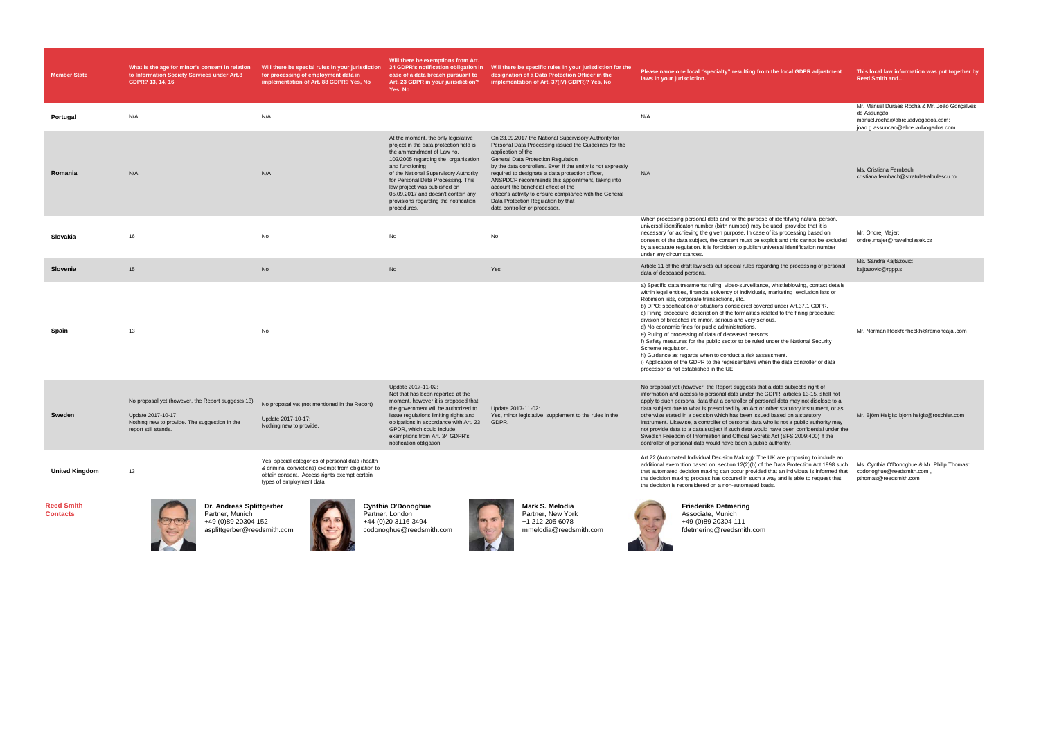| Member State | What is the age for minor's consent in relation to Information Society Services under Art.8 GDPR? 13, 14, 16 | Will there be special rules in your jurisdiction for processing of employment data in implementation of Art. 88 GDPR? Yes, No | Will there be exemptions from Art. 34 GDPR's notification obligation in case of a data breach pursuant to Art. 23 GDPR in your jurisdiction? Yes, No | Will there be specific rules in your jurisdiction for the designation of a Data Protection Officer in the implementation of Art. 37(IV) GDPR)? Yes, No | Please name one local "specialty" resulting from the local GDPR adjustment laws in your jurisdiction. | This local law information was put together by Reed Smith and… |
|---|---|---|---|---|---|---|
| **Portugal** | N/A | N/A | | | N/A | Mr. Manuel Durães Rocha & Mr. João Gonçalves de Assunção: manuel.rocha@abreuadvogados.com; joao.g.assuncao@abreuadvogados.com |
| **Romania** | N/A | N/A | At the moment, the only legislative project in the data protection field is the ammendment of Law no. 102/2005 regarding the organisation and functioning of the National Supervisory Authority for Personal Data Processing. This law project was published on 05.09.2017 and doesn't contain any provisions regarding the notification procedures. | On 23.09.2017 the National Supervisory Authority for Personal Data Processing issued the Guidelines for the application of the General Data Protection Regulation by the data controllers. Even if the entity is not expressly required to designate a data protection officer, ANSPDCP recommends this appointment, taking into account the beneficial effect of the officer's activity to ensure compliance with the General Data Protection Regulation by that data controller or processor. | N/A | Ms. Cristiana Fernbach: cristiana.fernbach@stratulat-albulescu.ro |
| **Slovakia** | 16 | No | No | No | When processing personal data and for the purpose of identifying natural person, universal identificaton number (birth number) may be used, provided that it is necessary for achieving the given purpose. In case of its processing based on consent of the data subject, the consent must be explicit and this cannot be excluded by a separate regulation. It is forbidden to publish universal identification number under any circumstances. | Mr. Ondrej Majer: ondrej.majer@havelholasek.cz |
| **Slovenia** | 15 | No | No | Yes | Article 11 of the draft law sets out special rules regarding the processing of personal data of deceased persons. | Ms. Sandra Kajtazovic: kajtazovic@rppp.si |
| **Spain** | 13 | No | | | a) Specific data treatments ruling: video-surveillance, whistleblowing, contact details within legal entities, financial solvency of individuals, marketing exclusion lists or Robinson lists, corporate transactions, etc.<br>b) DPO: specification of situations considered covered under Art.37.1 GDPR.<br>c) Fining procedure: description of the formalities related to the fining procedure; division of breaches in: minor, serious and very serious.<br>d) No economic fines for public administrations.<br>e) Ruling of processing of data of deceased persons.<br>f) Safety measures for the public sector to be ruled under the National Security Scheme regulation.<br>h) Guidance as regards when to conduct a risk assessment.<br>i) Application of the GDPR to the representative when the data controller or data processor is not established in the UE. | Mr. Norman Heckh:nheckh@ramoncajal.com |
| **Sweden** | No proposal yet (however, the Report suggests 13)<br><br>Update 2017-10-17:<br>Nothing new to provide. The suggestion in the report still stands. | No proposal yet (not mentioned in the Report)<br><br>Update 2017-10-17:<br>Nothing new to provide. | Update 2017-11-02:<br>Not that has been reported at the moment, however it is proposed that the government will be authorized to issue regulations limiting rights and obligations in accordance with Art. 23 GPDR, which could include exemptions from Art. 34 GDPR's notification obligation. | Update 2017-11-02:<br>Yes, minor legislative supplement to the rules in the GDPR. | No proposal yet (however, the Report suggests that a data subject's right of information and access to personal data under the GDPR, articles 13-15, shall not apply to such personal data that a controller of personal data may not disclose to a data subject due to what is prescribed by an Act or other statutory instrument, or as otherwise stated in a decision which has been issued based on a statutory instrument. Likewise, a controller of personal data who is not a public authority may not provide data to a data subject if such data would have been confidential under the Swedish Freedom of Information and Official Secrets Act (SFS 2009:400) if the controller of personal data would have been a public authority. | Mr. Björn Heigis: bjorn.heigis@roschier.com |
| **United Kingdom** | 13 | Yes, special categories of personal data (health & criminal convictions) exempt from oblgiation to obtain consent. Access rights exempt certain types of employment data | | | Art 22 (Automated Individual Decision Making): The UK are proposing to include an additional exemption based on section 12(2)(b) of the Data Protection Act 1998 such that automated decision making can occur provided that an individual is informed that the decision making process has occured in such a way and is able to request that the decision is reconsidered on a non-automated basis. | Ms. Cynthia O'Donoghue & Mr. Philip Thomas: codonoghue@reedsmith.com , pthomas@reedsmith.com |

**Reed Smith Contacts**

**Dr. Andreas Splittgerber**
Partner, Munich
+49 (0)89 20304 152
asplittgerber@reedsmith.com

**Cynthia O'Donoghue**
Partner, London
+44 (0)20 3116 3494
codonoghue@reedsmith.com

**Mark S. Melodia**
Partner, New York
+1 212 205 6078
mmelodia@reedsmith.com

**Friederike Detmering**
Associate, Munich
+49 (0)89 20304 111
fdetmering@reedsmith.com